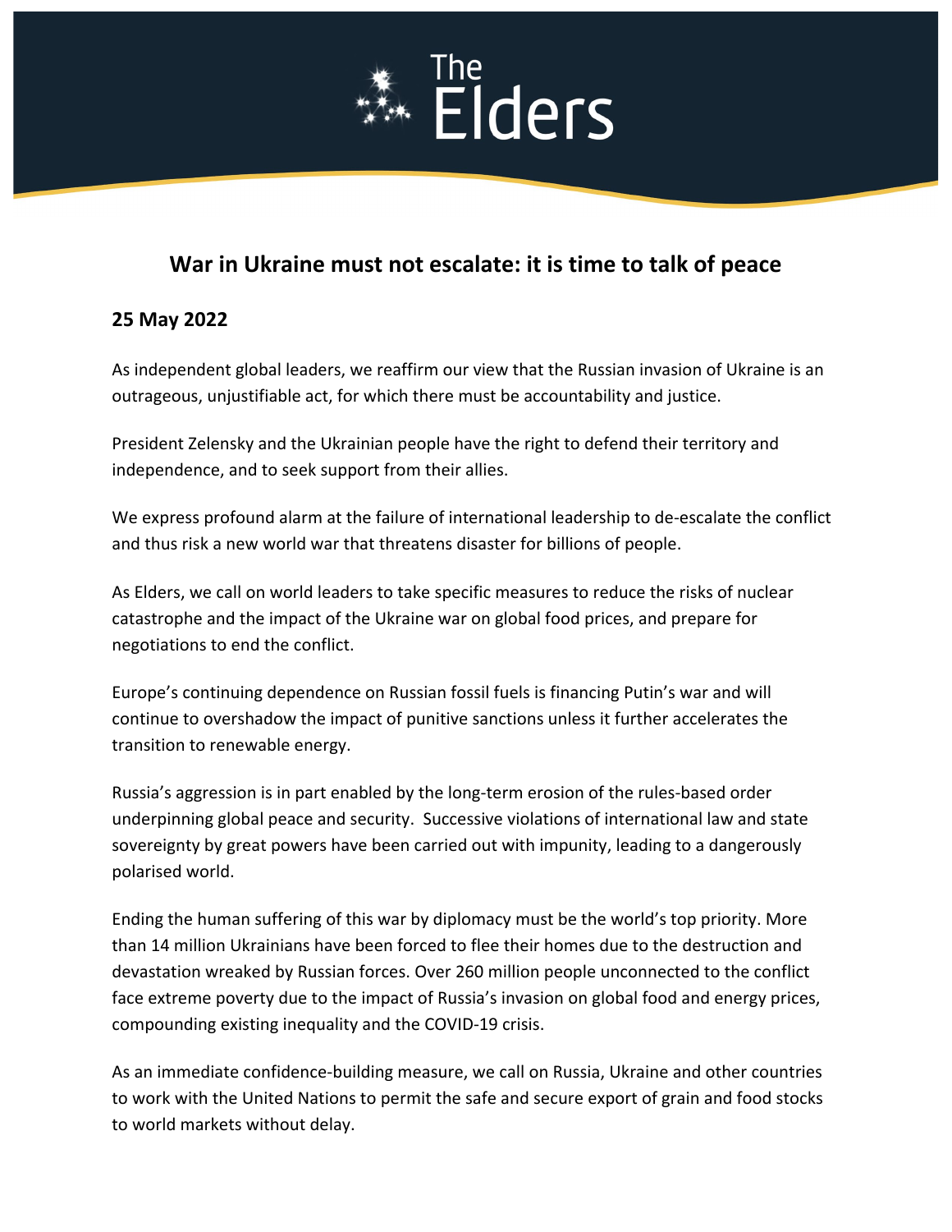# The Elders

## War in Ukraine must not escalate: it is time to talk of peace

### 25 May 2022

As independent global leaders, we reaffirm our view that the Russian invasion of Ukraine is an outrageous, unjustifiable act, for which there must be accountability and justice.

President Zelensky and the Ukrainian people have the right to defend their territory and independence, and to seek support from their allies.

We express profound alarm at the failure of international leadership to de-escalate the conflict and thus risk a new world war that threatens disaster for billions of people.

As Elders, we call on world leaders to take specific measures to reduce the risks of nuclear catastrophe and the impact of the Ukraine war on global food prices, and prepare for negotiations to end the conflict.

Europe's continuing dependence on Russian fossil fuels is financing Putin's war and will continue to overshadow the impact of punitive sanctions unless it further accelerates the transition to renewable energy.

Russia's aggression is in part enabled by the long-term erosion of the rules-based order underpinning global peace and security. Successive violations of international law and state sovereignty by great powers have been carried out with impunity, leading to a dangerously polarised world.

Ending the human suffering of this war by diplomacy must be the world's top priority. More than 14 million Ukrainians have been forced to flee their homes due to the destruction and devastation wreaked by Russian forces. Over 260 million people unconnected to the conflict face extreme poverty due to the impact of Russia's invasion on global food and energy prices, compounding existing inequality and the COVID-19 crisis.

As an immediate confidence-building measure, we call on Russia, Ukraine and other countries to work with the United Nations to permit the safe and secure export of grain and food stocks to world markets without delay.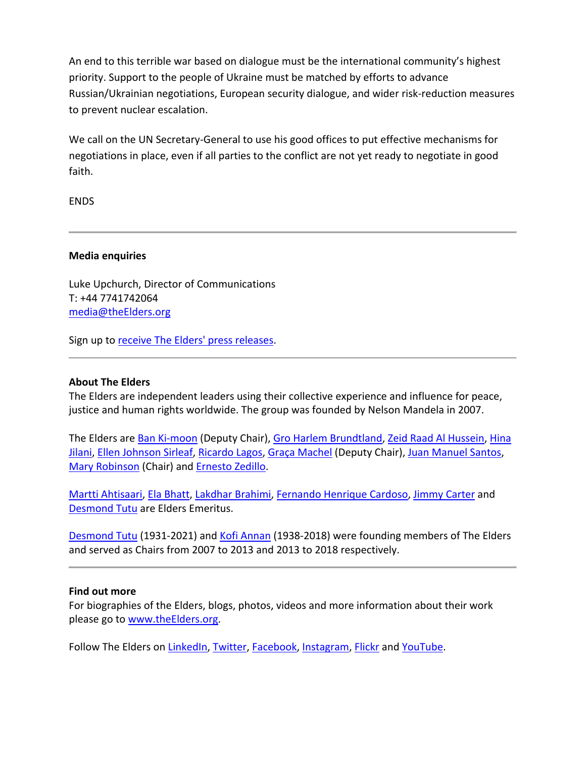An end to this terrible war based on dialogue must be the international community's highest priority. Support to the people of Ukraine must be matched by efforts to advance Russian/Ukrainian negotiations, European security dialogue, and wider risk-reduction measures to prevent nuclear escalation.

We call on the UN Secretary-General to use his good offices to put effective mechanisms for negotiations in place, even if all parties to the conflict are not yet ready to negotiate in good faith.

ENDS

---

**Media enquiries**

Luke Upchurch, Director of Communications
T: +44 7741742064
media@theElders.org

Sign up to receive The Elders' press releases.

---

**About The Elders**
The Elders are independent leaders using their collective experience and influence for peace, justice and human rights worldwide. The group was founded by Nelson Mandela in 2007.

The Elders are Ban Ki-moon (Deputy Chair), Gro Harlem Brundtland, Zeid Raad Al Hussein, Hina Jilani, Ellen Johnson Sirleaf, Ricardo Lagos, Graça Machel (Deputy Chair), Juan Manuel Santos, Mary Robinson (Chair) and Ernesto Zedillo.

Martti Ahtisaari, Ela Bhatt, Lakdhar Brahimi, Fernando Henrique Cardoso, Jimmy Carter and Desmond Tutu are Elders Emeritus.

Desmond Tutu (1931-2021) and Kofi Annan (1938-2018) were founding members of The Elders and served as Chairs from 2007 to 2013 and 2013 to 2018 respectively.

---

**Find out more**
For biographies of the Elders, blogs, photos, videos and more information about their work please go to www.theElders.org.

Follow The Elders on LinkedIn, Twitter, Facebook, Instagram, Flickr and YouTube.